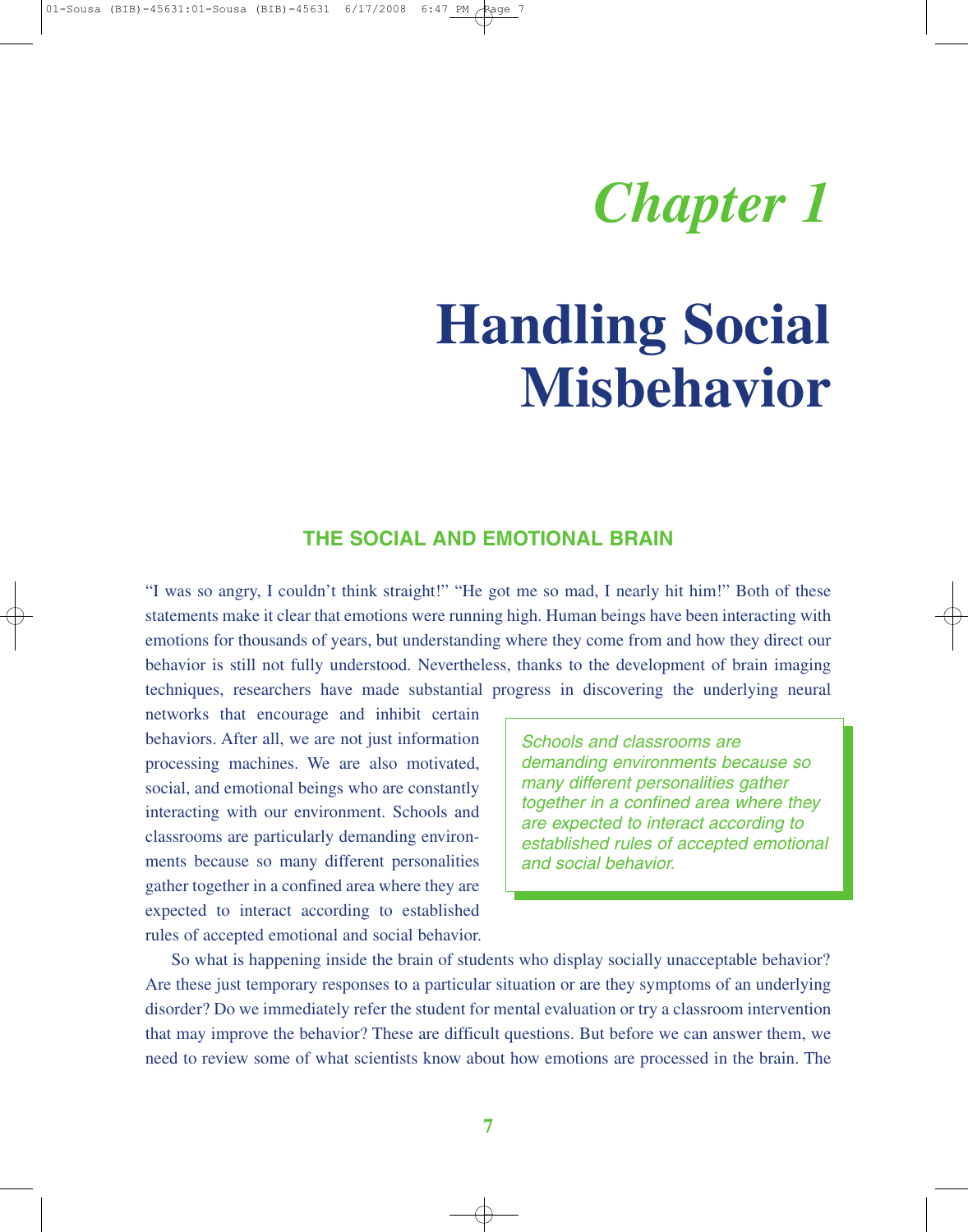# Chapter 1

# Handling Social Misbehavior

## THE SOCIAL AND EMOTIONAL BRAIN

"I was so angry, I couldn't think straight!" "He got me so mad, I nearly hit him!" Both of these statements make it clear that emotions were running high. Human beings have been interacting with emotions for thousands of years, but understanding where they come from and how they direct our behavior is still not fully understood. Nevertheless, thanks to the development of brain imaging techniques, researchers have made substantial progress in discovering the underlying neural networks that encourage and inhibit certain behaviors. After all, we are not just information processing machines. We are also motivated, social, and emotional beings who are constantly interacting with our environment. Schools and classrooms are particularly demanding environments because so many different personalities gather together in a confined area where they are expected to interact according to established rules of accepted emotional and social behavior.

> *Schools and classrooms are demanding environments because so many different personalities gather together in a confined area where they are expected to interact according to established rules of accepted emotional and social behavior.*

So what is happening inside the brain of students who display socially unacceptable behavior? Are these just temporary responses to a particular situation or are they symptoms of an underlying disorder? Do we immediately refer the student for mental evaluation or try a classroom intervention that may improve the behavior? These are difficult questions. But before we can answer them, we need to review some of what scientists know about how emotions are processed in the brain. The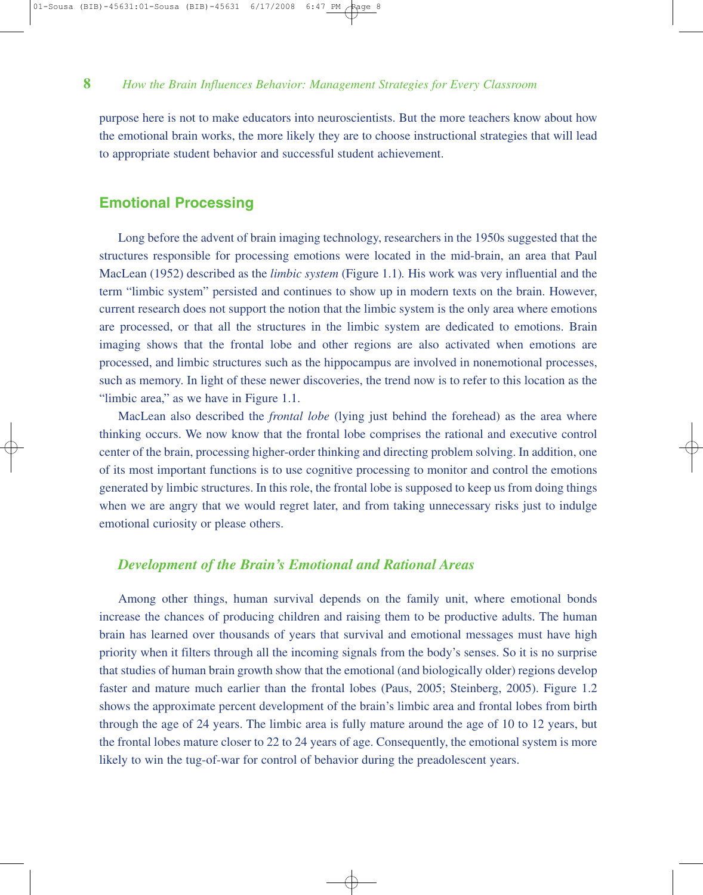purpose here is not to make educators into neuroscientists. But the more teachers know about how the emotional brain works, the more likely they are to choose instructional strategies that will lead to appropriate student behavior and successful student achievement.

## Emotional Processing

Long before the advent of brain imaging technology, researchers in the 1950s suggested that the structures responsible for processing emotions were located in the mid-brain, an area that Paul MacLean (1952) described as the *limbic system* (Figure 1.1). His work was very influential and the term "limbic system" persisted and continues to show up in modern texts on the brain. However, current research does not support the notion that the limbic system is the only area where emotions are processed, or that all the structures in the limbic system are dedicated to emotions. Brain imaging shows that the frontal lobe and other regions are also activated when emotions are processed, and limbic structures such as the hippocampus are involved in nonemotional processes, such as memory. In light of these newer discoveries, the trend now is to refer to this location as the "limbic area," as we have in Figure 1.1.

MacLean also described the *frontal lobe* (lying just behind the forehead) as the area where thinking occurs. We now know that the frontal lobe comprises the rational and executive control center of the brain, processing higher-order thinking and directing problem solving. In addition, one of its most important functions is to use cognitive processing to monitor and control the emotions generated by limbic structures. In this role, the frontal lobe is supposed to keep us from doing things when we are angry that we would regret later, and from taking unnecessary risks just to indulge emotional curiosity or please others.

### *Development of the Brain's Emotional and Rational Areas*

Among other things, human survival depends on the family unit, where emotional bonds increase the chances of producing children and raising them to be productive adults. The human brain has learned over thousands of years that survival and emotional messages must have high priority when it filters through all the incoming signals from the body's senses. So it is no surprise that studies of human brain growth show that the emotional (and biologically older) regions develop faster and mature much earlier than the frontal lobes (Paus, 2005; Steinberg, 2005). Figure 1.2 shows the approximate percent development of the brain's limbic area and frontal lobes from birth through the age of 24 years. The limbic area is fully mature around the age of 10 to 12 years, but the frontal lobes mature closer to 22 to 24 years of age. Consequently, the emotional system is more likely to win the tug-of-war for control of behavior during the preadolescent years.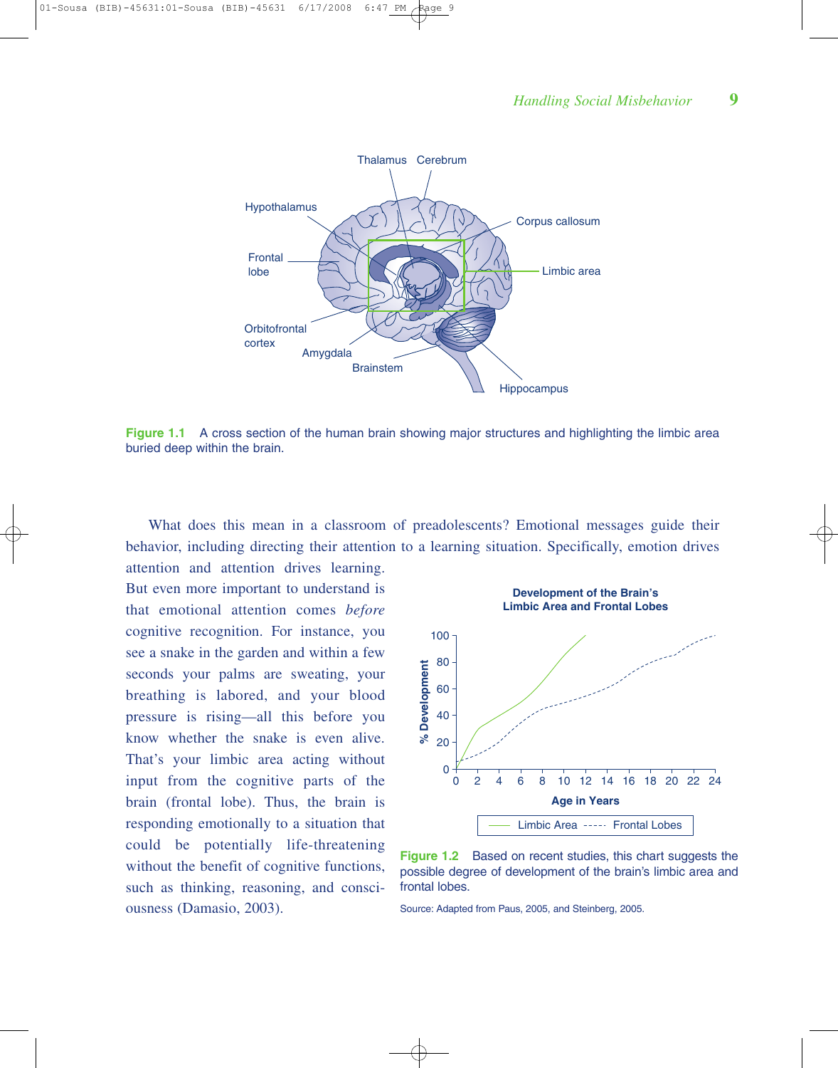Figure 1.1 A cross section of the human brain showing major structures and highlighting the limbic area buried deep within the brain.

What does this mean in a classroom of preadolescents? Emotional messages guide their behavior, including directing their attention to a learning situation. Specifically, emotion drives attention and attention drives learning. But even more important to understand is that emotional attention comes *before* cognitive recognition. For instance, you see a snake in the garden and within a few seconds your palms are sweating, your breathing is labored, and your blood pressure is rising—all this before you know whether the snake is even alive. That's your limbic area acting without input from the cognitive parts of the brain (frontal lobe). Thus, the brain is responding emotionally to a situation that could be potentially life-threatening without the benefit of cognitive functions, such as thinking, reasoning, and consciousness (Damasio, 2003).

Figure 1.2 Based on recent studies, this chart suggests the possible degree of development of the brain's limbic area and frontal lobes.

Source: Adapted from Paus, 2005, and Steinberg, 2005.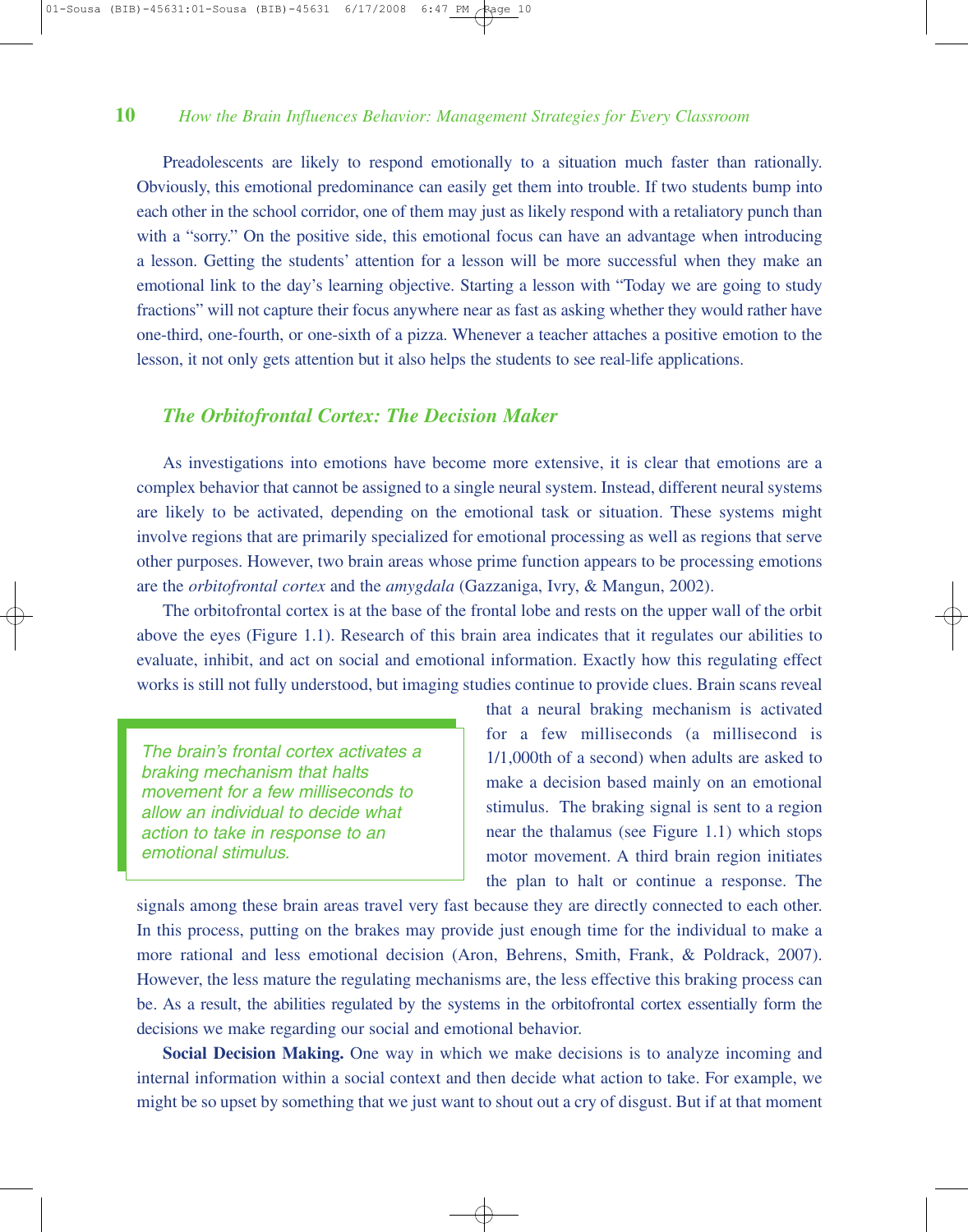Preadolescents are likely to respond emotionally to a situation much faster than rationally. Obviously, this emotional predominance can easily get them into trouble. If two students bump into each other in the school corridor, one of them may just as likely respond with a retaliatory punch than with a "sorry." On the positive side, this emotional focus can have an advantage when introducing a lesson. Getting the students' attention for a lesson will be more successful when they make an emotional link to the day's learning objective. Starting a lesson with "Today we are going to study fractions" will not capture their focus anywhere near as fast as asking whether they would rather have one-third, one-fourth, or one-sixth of a pizza. Whenever a teacher attaches a positive emotion to the lesson, it not only gets attention but it also helps the students to see real-life applications.

## *The Orbitofrontal Cortex: The Decision Maker*

As investigations into emotions have become more extensive, it is clear that emotions are a complex behavior that cannot be assigned to a single neural system. Instead, different neural systems are likely to be activated, depending on the emotional task or situation. These systems might involve regions that are primarily specialized for emotional processing as well as regions that serve other purposes. However, two brain areas whose prime function appears to be processing emotions are the *orbitofrontal cortex* and the *amygdala* (Gazzaniga, Ivry, & Mangun, 2002).

The orbitofrontal cortex is at the base of the frontal lobe and rests on the upper wall of the orbit above the eyes (Figure 1.1). Research of this brain area indicates that it regulates our abilities to evaluate, inhibit, and act on social and emotional information. Exactly how this regulating effect works is still not fully understood, but imaging studies continue to provide clues. Brain scans reveal that a neural braking mechanism is activated for a few milliseconds (a millisecond is 1/1,000th of a second) when adults are asked to make a decision based mainly on an emotional stimulus. The braking signal is sent to a region near the thalamus (see Figure 1.1) which stops motor movement. A third brain region initiates the plan to halt or continue a response. The signals among these brain areas travel very fast because they are directly connected to each other. In this process, putting on the brakes may provide just enough time for the individual to make a more rational and less emotional decision (Aron, Behrens, Smith, Frank, & Poldrack, 2007). However, the less mature the regulating mechanisms are, the less effective this braking process can be. As a result, the abilities regulated by the systems in the orbitofrontal cortex essentially form the decisions we make regarding our social and emotional behavior.

> *The brain's frontal cortex activates a braking mechanism that halts movement for a few milliseconds to allow an individual to decide what action to take in response to an emotional stimulus.*

**Social Decision Making.** One way in which we make decisions is to analyze incoming and internal information within a social context and then decide what action to take. For example, we might be so upset by something that we just want to shout out a cry of disgust. But if at that moment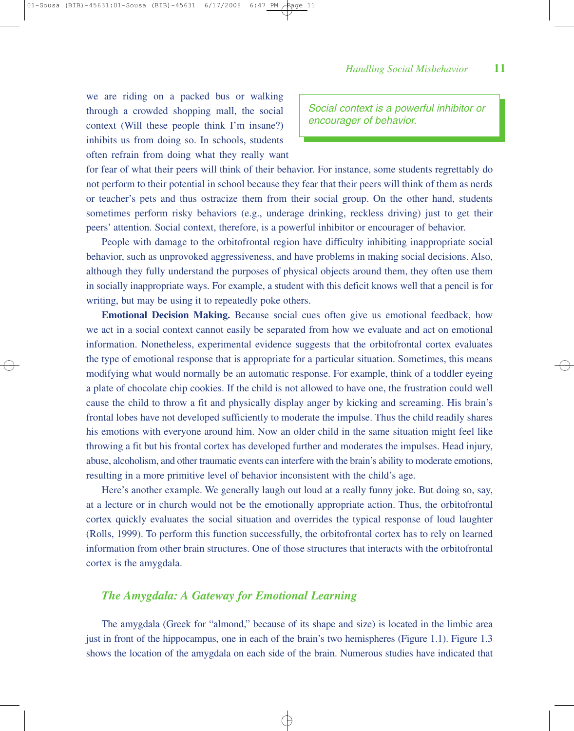we are riding on a packed bus or walking through a crowded shopping mall, the social context (Will these people think I'm insane?) inhibits us from doing so. In schools, students often refrain from doing what they really want for fear of what their peers will think of their behavior. For instance, some students regrettably do not perform to their potential in school because they fear that their peers will think of them as nerds or teacher's pets and thus ostracize them from their social group. On the other hand, students sometimes perform risky behaviors (e.g., underage drinking, reckless driving) just to get their peers' attention. Social context, therefore, is a powerful inhibitor or encourager of behavior.

> *Social context is a powerful inhibitor or encourager of behavior.*

People with damage to the orbitofrontal region have difficulty inhibiting inappropriate social behavior, such as unprovoked aggressiveness, and have problems in making social decisions. Also, although they fully understand the purposes of physical objects around them, they often use them in socially inappropriate ways. For example, a student with this deficit knows well that a pencil is for writing, but may be using it to repeatedly poke others.

**Emotional Decision Making.** Because social cues often give us emotional feedback, how we act in a social context cannot easily be separated from how we evaluate and act on emotional information. Nonetheless, experimental evidence suggests that the orbitofrontal cortex evaluates the type of emotional response that is appropriate for a particular situation. Sometimes, this means modifying what would normally be an automatic response. For example, think of a toddler eyeing a plate of chocolate chip cookies. If the child is not allowed to have one, the frustration could well cause the child to throw a fit and physically display anger by kicking and screaming. His brain's frontal lobes have not developed sufficiently to moderate the impulse. Thus the child readily shares his emotions with everyone around him. Now an older child in the same situation might feel like throwing a fit but his frontal cortex has developed further and moderates the impulses. Head injury, abuse, alcoholism, and other traumatic events can interfere with the brain's ability to moderate emotions, resulting in a more primitive level of behavior inconsistent with the child's age.

Here's another example. We generally laugh out loud at a really funny joke. But doing so, say, at a lecture or in church would not be the emotionally appropriate action. Thus, the orbitofrontal cortex quickly evaluates the social situation and overrides the typical response of loud laughter (Rolls, 1999). To perform this function successfully, the orbitofrontal cortex has to rely on learned information from other brain structures. One of those structures that interacts with the orbitofrontal cortex is the amygdala.

## *The Amygdala: A Gateway for Emotional Learning*

The amygdala (Greek for "almond," because of its shape and size) is located in the limbic area just in front of the hippocampus, one in each of the brain's two hemispheres (Figure 1.1). Figure 1.3 shows the location of the amygdala on each side of the brain. Numerous studies have indicated that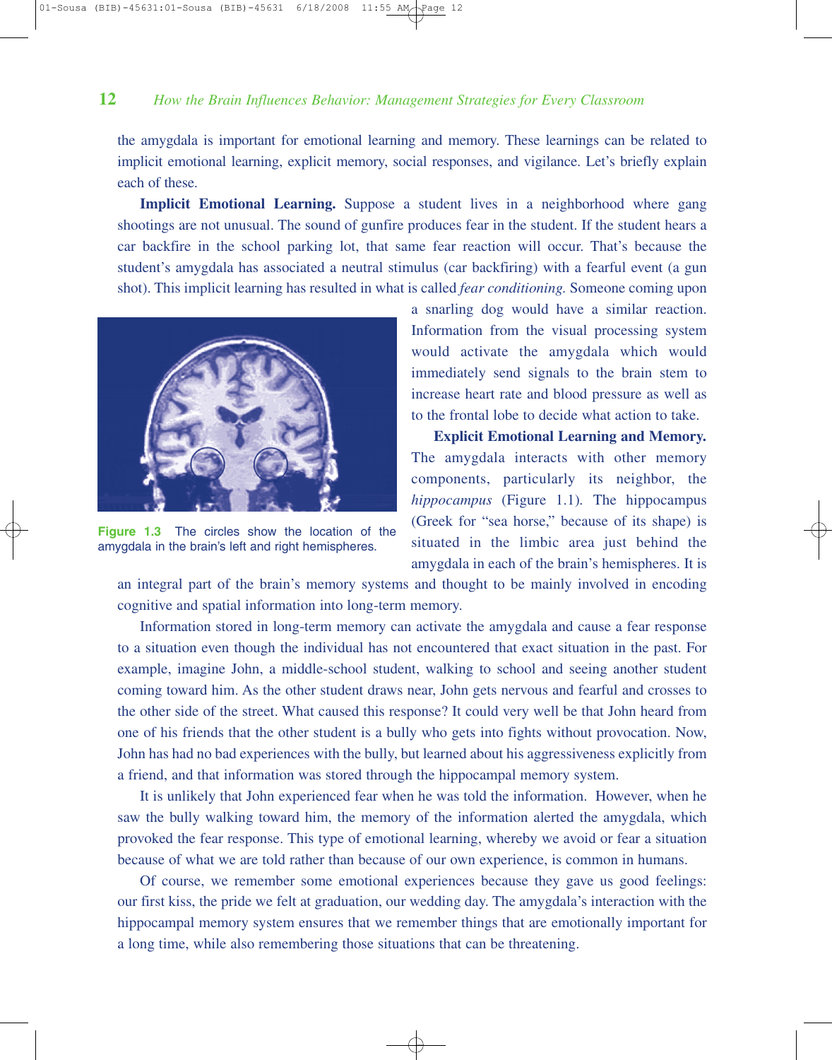the amygdala is important for emotional learning and memory. These learnings can be related to implicit emotional learning, explicit memory, social responses, and vigilance. Let's briefly explain each of these.

**Implicit Emotional Learning.** Suppose a student lives in a neighborhood where gang shootings are not unusual. The sound of gunfire produces fear in the student. If the student hears a car backfire in the school parking lot, that same fear reaction will occur. That's because the student's amygdala has associated a neutral stimulus (car backfiring) with a fearful event (a gun shot). This implicit learning has resulted in what is called *fear conditioning.* Someone coming upon a snarling dog would have a similar reaction. Information from the visual processing system would activate the amygdala which would immediately send signals to the brain stem to increase heart rate and blood pressure as well as to the frontal lobe to decide what action to take.

Figure 1.3 The circles show the location of the amygdala in the brain's left and right hemispheres.

**Explicit Emotional Learning and Memory.** The amygdala interacts with other memory components, particularly its neighbor, the *hippocampus* (Figure 1.1). The hippocampus (Greek for "sea horse," because of its shape) is situated in the limbic area just behind the amygdala in each of the brain's hemispheres. It is an integral part of the brain's memory systems and thought to be mainly involved in encoding cognitive and spatial information into long-term memory.

Information stored in long-term memory can activate the amygdala and cause a fear response to a situation even though the individual has not encountered that exact situation in the past. For example, imagine John, a middle-school student, walking to school and seeing another student coming toward him. As the other student draws near, John gets nervous and fearful and crosses to the other side of the street. What caused this response? It could very well be that John heard from one of his friends that the other student is a bully who gets into fights without provocation. Now, John has had no bad experiences with the bully, but learned about his aggressiveness explicitly from a friend, and that information was stored through the hippocampal memory system.

It is unlikely that John experienced fear when he was told the information. However, when he saw the bully walking toward him, the memory of the information alerted the amygdala, which provoked the fear response. This type of emotional learning, whereby we avoid or fear a situation because of what we are told rather than because of our own experience, is common in humans.

Of course, we remember some emotional experiences because they gave us good feelings: our first kiss, the pride we felt at graduation, our wedding day. The amygdala's interaction with the hippocampal memory system ensures that we remember things that are emotionally important for a long time, while also remembering those situations that can be threatening.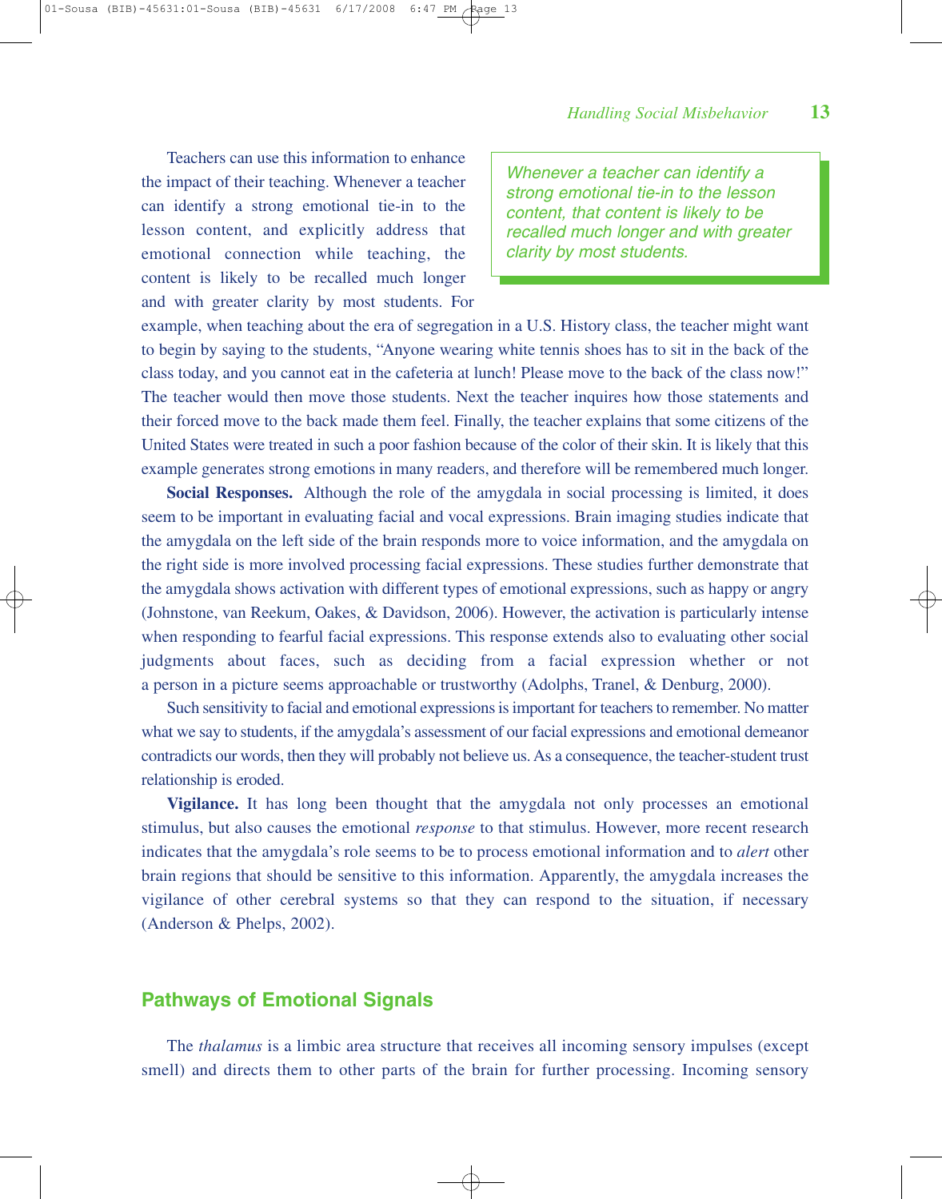Teachers can use this information to enhance the impact of their teaching. Whenever a teacher can identify a strong emotional tie-in to the lesson content, and explicitly address that emotional connection while teaching, the content is likely to be recalled much longer and with greater clarity by most students. For example, when teaching about the era of segregation in a U.S. History class, the teacher might want to begin by saying to the students, "Anyone wearing white tennis shoes has to sit in the back of the class today, and you cannot eat in the cafeteria at lunch! Please move to the back of the class now!" The teacher would then move those students. Next the teacher inquires how those statements and their forced move to the back made them feel. Finally, the teacher explains that some citizens of the United States were treated in such a poor fashion because of the color of their skin. It is likely that this example generates strong emotions in many readers, and therefore will be remembered much longer.

> *Whenever a teacher can identify a strong emotional tie-in to the lesson content, that content is likely to be recalled much longer and with greater clarity by most students.*

**Social Responses.** Although the role of the amygdala in social processing is limited, it does seem to be important in evaluating facial and vocal expressions. Brain imaging studies indicate that the amygdala on the left side of the brain responds more to voice information, and the amygdala on the right side is more involved processing facial expressions. These studies further demonstrate that the amygdala shows activation with different types of emotional expressions, such as happy or angry (Johnstone, van Reekum, Oakes, & Davidson, 2006). However, the activation is particularly intense when responding to fearful facial expressions. This response extends also to evaluating other social judgments about faces, such as deciding from a facial expression whether or not a person in a picture seems approachable or trustworthy (Adolphs, Tranel, & Denburg, 2000).

Such sensitivity to facial and emotional expressions is important for teachers to remember. No matter what we say to students, if the amygdala's assessment of our facial expressions and emotional demeanor contradicts our words, then they will probably not believe us. As a consequence, the teacher-student trust relationship is eroded.

**Vigilance.** It has long been thought that the amygdala not only processes an emotional stimulus, but also causes the emotional *response* to that stimulus. However, more recent research indicates that the amygdala's role seems to be to process emotional information and to *alert* other brain regions that should be sensitive to this information. Apparently, the amygdala increases the vigilance of other cerebral systems so that they can respond to the situation, if necessary (Anderson & Phelps, 2002).

## Pathways of Emotional Signals

The *thalamus* is a limbic area structure that receives all incoming sensory impulses (except smell) and directs them to other parts of the brain for further processing. Incoming sensory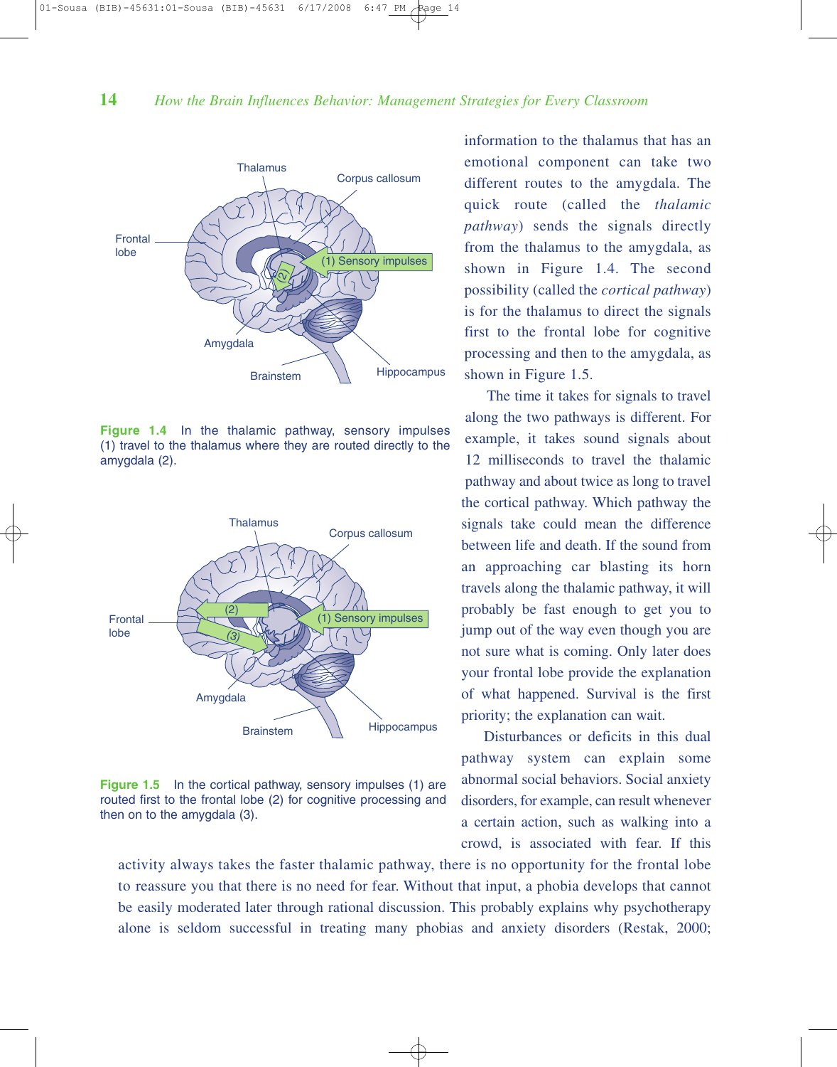Figure 1.4 In the thalamic pathway, sensory impulses (1) travel to the thalamus where they are routed directly to the amygdala (2).

Figure 1.5 In the cortical pathway, sensory impulses (1) are routed first to the frontal lobe (2) for cognitive processing and then on to the amygdala (3).

information to the thalamus that has an emotional component can take two different routes to the amygdala. The quick route (called the *thalamic pathway*) sends the signals directly from the thalamus to the amygdala, as shown in Figure 1.4. The second possibility (called the *cortical pathway*) is for the thalamus to direct the signals first to the frontal lobe for cognitive processing and then to the amygdala, as shown in Figure 1.5.

The time it takes for signals to travel along the two pathways is different. For example, it takes sound signals about 12 milliseconds to travel the thalamic pathway and about twice as long to travel the cortical pathway. Which pathway the signals take could mean the difference between life and death. If the sound from an approaching car blasting its horn travels along the thalamic pathway, it will probably be fast enough to get you to jump out of the way even though you are not sure what is coming. Only later does your frontal lobe provide the explanation of what happened. Survival is the first priority; the explanation can wait.

Disturbances or deficits in this dual pathway system can explain some abnormal social behaviors. Social anxiety disorders, for example, can result whenever a certain action, such as walking into a crowd, is associated with fear. If this activity always takes the faster thalamic pathway, there is no opportunity for the frontal lobe to reassure you that there is no need for fear. Without that input, a phobia develops that cannot be easily moderated later through rational discussion. This probably explains why psychotherapy alone is seldom successful in treating many phobias and anxiety disorders (Restak, 2000;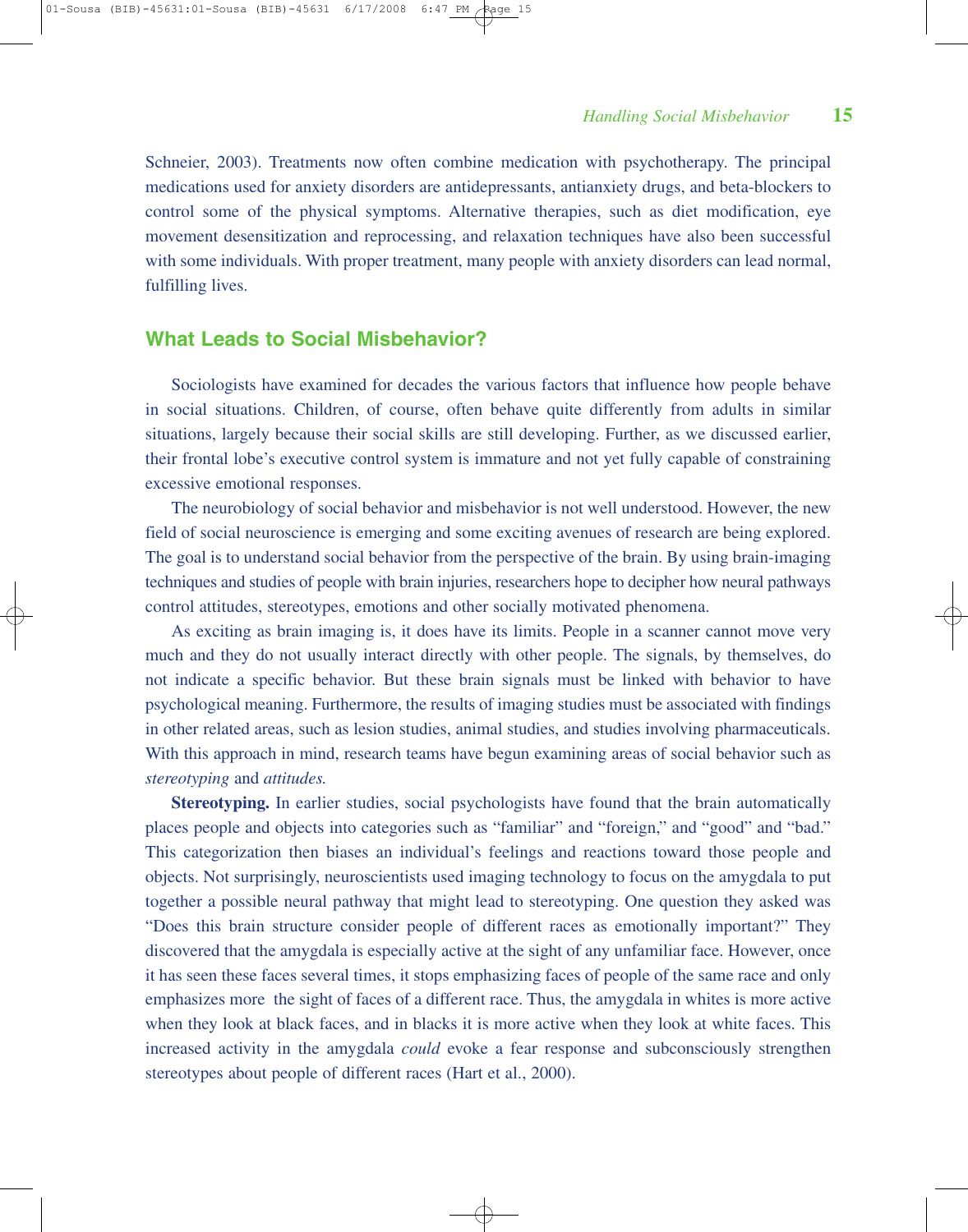Schneier, 2003). Treatments now often combine medication with psychotherapy. The principal medications used for anxiety disorders are antidepressants, antianxiety drugs, and beta-blockers to control some of the physical symptoms. Alternative therapies, such as diet modification, eye movement desensitization and reprocessing, and relaxation techniques have also been successful with some individuals. With proper treatment, many people with anxiety disorders can lead normal, fulfilling lives.

## What Leads to Social Misbehavior?

Sociologists have examined for decades the various factors that influence how people behave in social situations. Children, of course, often behave quite differently from adults in similar situations, largely because their social skills are still developing. Further, as we discussed earlier, their frontal lobe's executive control system is immature and not yet fully capable of constraining excessive emotional responses.

The neurobiology of social behavior and misbehavior is not well understood. However, the new field of social neuroscience is emerging and some exciting avenues of research are being explored. The goal is to understand social behavior from the perspective of the brain. By using brain-imaging techniques and studies of people with brain injuries, researchers hope to decipher how neural pathways control attitudes, stereotypes, emotions and other socially motivated phenomena.

As exciting as brain imaging is, it does have its limits. People in a scanner cannot move very much and they do not usually interact directly with other people. The signals, by themselves, do not indicate a specific behavior. But these brain signals must be linked with behavior to have psychological meaning. Furthermore, the results of imaging studies must be associated with findings in other related areas, such as lesion studies, animal studies, and studies involving pharmaceuticals. With this approach in mind, research teams have begun examining areas of social behavior such as *stereotyping* and *attitudes.*

**Stereotyping.** In earlier studies, social psychologists have found that the brain automatically places people and objects into categories such as "familiar" and "foreign," and "good" and "bad." This categorization then biases an individual's feelings and reactions toward those people and objects. Not surprisingly, neuroscientists used imaging technology to focus on the amygdala to put together a possible neural pathway that might lead to stereotyping. One question they asked was "Does this brain structure consider people of different races as emotionally important?" They discovered that the amygdala is especially active at the sight of any unfamiliar face. However, once it has seen these faces several times, it stops emphasizing faces of people of the same race and only emphasizes more the sight of faces of a different race. Thus, the amygdala in whites is more active when they look at black faces, and in blacks it is more active when they look at white faces. This increased activity in the amygdala *could* evoke a fear response and subconsciously strengthen stereotypes about people of different races (Hart et al., 2000).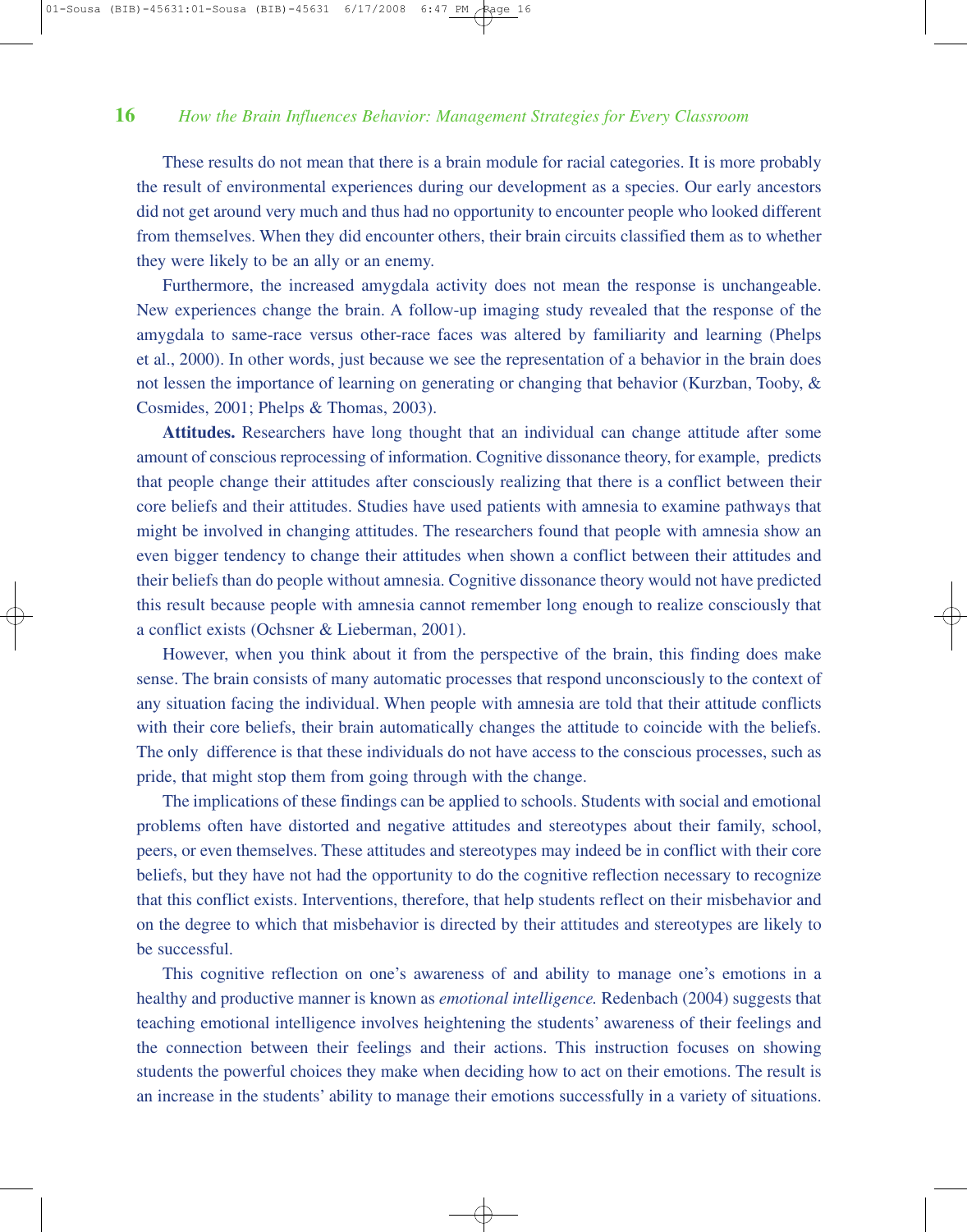These results do not mean that there is a brain module for racial categories. It is more probably the result of environmental experiences during our development as a species. Our early ancestors did not get around very much and thus had no opportunity to encounter people who looked different from themselves. When they did encounter others, their brain circuits classified them as to whether they were likely to be an ally or an enemy.

Furthermore, the increased amygdala activity does not mean the response is unchangeable. New experiences change the brain. A follow-up imaging study revealed that the response of the amygdala to same-race versus other-race faces was altered by familiarity and learning (Phelps et al., 2000). In other words, just because we see the representation of a behavior in the brain does not lessen the importance of learning on generating or changing that behavior (Kurzban, Tooby, & Cosmides, 2001; Phelps & Thomas, 2003).

**Attitudes.** Researchers have long thought that an individual can change attitude after some amount of conscious reprocessing of information. Cognitive dissonance theory, for example, predicts that people change their attitudes after consciously realizing that there is a conflict between their core beliefs and their attitudes. Studies have used patients with amnesia to examine pathways that might be involved in changing attitudes. The researchers found that people with amnesia show an even bigger tendency to change their attitudes when shown a conflict between their attitudes and their beliefs than do people without amnesia. Cognitive dissonance theory would not have predicted this result because people with amnesia cannot remember long enough to realize consciously that a conflict exists (Ochsner & Lieberman, 2001).

However, when you think about it from the perspective of the brain, this finding does make sense. The brain consists of many automatic processes that respond unconsciously to the context of any situation facing the individual. When people with amnesia are told that their attitude conflicts with their core beliefs, their brain automatically changes the attitude to coincide with the beliefs. The only difference is that these individuals do not have access to the conscious processes, such as pride, that might stop them from going through with the change.

The implications of these findings can be applied to schools. Students with social and emotional problems often have distorted and negative attitudes and stereotypes about their family, school, peers, or even themselves. These attitudes and stereotypes may indeed be in conflict with their core beliefs, but they have not had the opportunity to do the cognitive reflection necessary to recognize that this conflict exists. Interventions, therefore, that help students reflect on their misbehavior and on the degree to which that misbehavior is directed by their attitudes and stereotypes are likely to be successful.

This cognitive reflection on one's awareness of and ability to manage one's emotions in a healthy and productive manner is known as *emotional intelligence.* Redenbach (2004) suggests that teaching emotional intelligence involves heightening the students' awareness of their feelings and the connection between their feelings and their actions. This instruction focuses on showing students the powerful choices they make when deciding how to act on their emotions. The result is an increase in the students' ability to manage their emotions successfully in a variety of situations.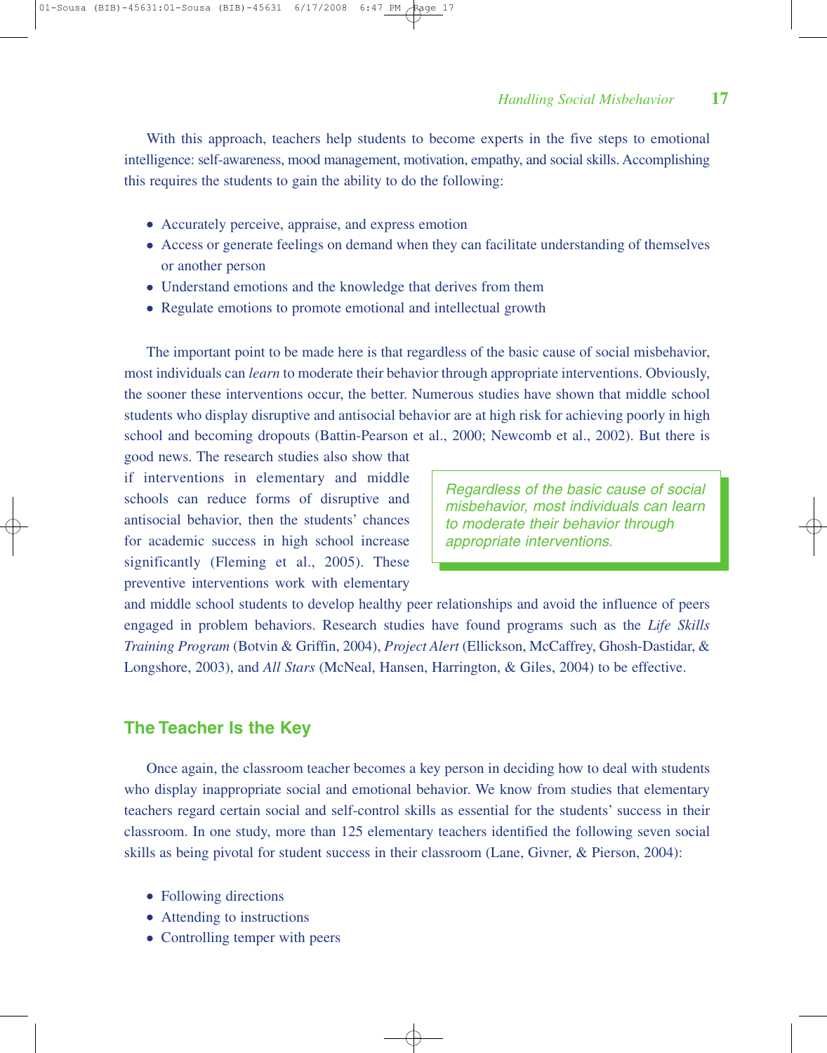With this approach, teachers help students to become experts in the five steps to emotional intelligence: self-awareness, mood management, motivation, empathy, and social skills. Accomplishing this requires the students to gain the ability to do the following:

- Accurately perceive, appraise, and express emotion
- Access or generate feelings on demand when they can facilitate understanding of themselves or another person
- Understand emotions and the knowledge that derives from them
- Regulate emotions to promote emotional and intellectual growth

The important point to be made here is that regardless of the basic cause of social misbehavior, most individuals can *learn* to moderate their behavior through appropriate interventions. Obviously, the sooner these interventions occur, the better. Numerous studies have shown that middle school students who display disruptive and antisocial behavior are at high risk for achieving poorly in high school and becoming dropouts (Battin-Pearson et al., 2000; Newcomb et al., 2002). But there is good news. The research studies also show that if interventions in elementary and middle schools can reduce forms of disruptive and antisocial behavior, then the students' chances for academic success in high school increase significantly (Fleming et al., 2005). These preventive interventions work with elementary and middle school students to develop healthy peer relationships and avoid the influence of peers engaged in problem behaviors. Research studies have found programs such as the *Life Skills Training Program* (Botvin & Griffin, 2004), *Project Alert* (Ellickson, McCaffrey, Ghosh-Dastidar, & Longshore, 2003), and *All Stars* (McNeal, Hansen, Harrington, & Giles, 2004) to be effective.

> *Regardless of the basic cause of social misbehavior, most individuals can learn to moderate their behavior through appropriate interventions.*

## The Teacher Is the Key

Once again, the classroom teacher becomes a key person in deciding how to deal with students who display inappropriate social and emotional behavior. We know from studies that elementary teachers regard certain social and self-control skills as essential for the students' success in their classroom. In one study, more than 125 elementary teachers identified the following seven social skills as being pivotal for student success in their classroom (Lane, Givner, & Pierson, 2004):

- Following directions
- Attending to instructions
- Controlling temper with peers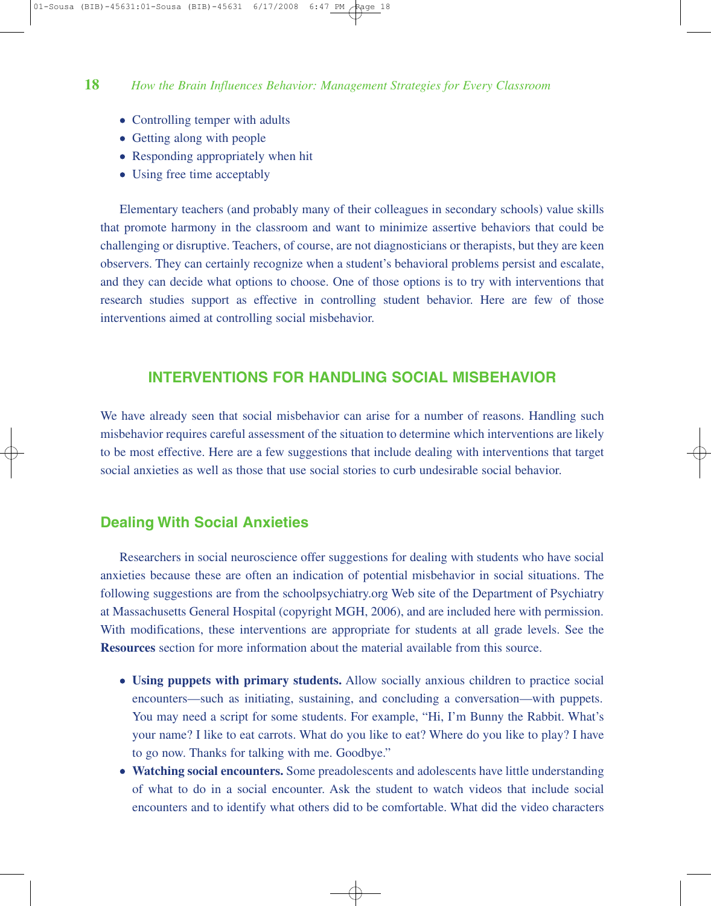- Controlling temper with adults
- Getting along with people
- Responding appropriately when hit
- Using free time acceptably

Elementary teachers (and probably many of their colleagues in secondary schools) value skills that promote harmony in the classroom and want to minimize assertive behaviors that could be challenging or disruptive. Teachers, of course, are not diagnosticians or therapists, but they are keen observers. They can certainly recognize when a student's behavioral problems persist and escalate, and they can decide what options to choose. One of those options is to try with interventions that research studies support as effective in controlling student behavior. Here are few of those interventions aimed at controlling social misbehavior.

## INTERVENTIONS FOR HANDLING SOCIAL MISBEHAVIOR

We have already seen that social misbehavior can arise for a number of reasons. Handling such misbehavior requires careful assessment of the situation to determine which interventions are likely to be most effective. Here are a few suggestions that include dealing with interventions that target social anxieties as well as those that use social stories to curb undesirable social behavior.

### Dealing With Social Anxieties

Researchers in social neuroscience offer suggestions for dealing with students who have social anxieties because these are often an indication of potential misbehavior in social situations. The following suggestions are from the schoolpsychiatry.org Web site of the Department of Psychiatry at Massachusetts General Hospital (copyright MGH, 2006), and are included here with permission. With modifications, these interventions are appropriate for students at all grade levels. See the **Resources** section for more information about the material available from this source.

- **Using puppets with primary students.** Allow socially anxious children to practice social encounters—such as initiating, sustaining, and concluding a conversation—with puppets. You may need a script for some students. For example, "Hi, I'm Bunny the Rabbit. What's your name? I like to eat carrots. What do you like to eat? Where do you like to play? I have to go now. Thanks for talking with me. Goodbye."
- **Watching social encounters.** Some preadolescents and adolescents have little understanding of what to do in a social encounter. Ask the student to watch videos that include social encounters and to identify what others did to be comfortable. What did the video characters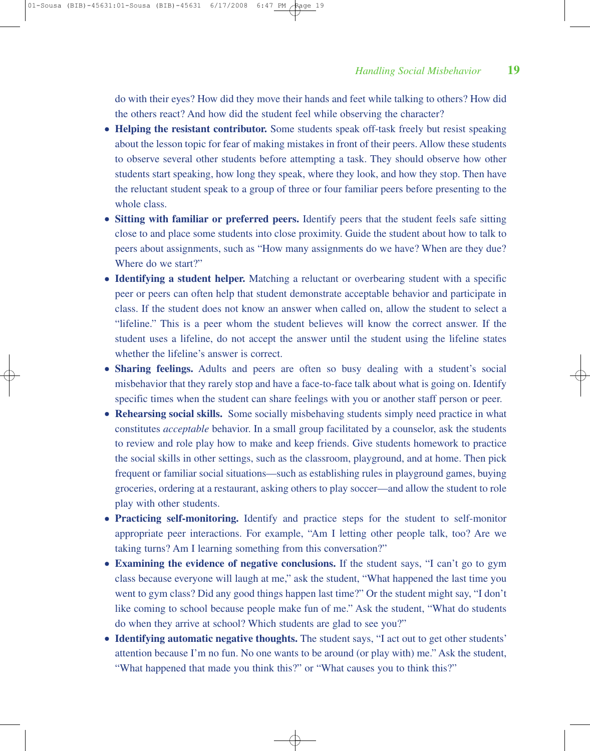do with their eyes? How did they move their hands and feet while talking to others? How did the others react? And how did the student feel while observing the character?

- **Helping the resistant contributor.** Some students speak off-task freely but resist speaking about the lesson topic for fear of making mistakes in front of their peers. Allow these students to observe several other students before attempting a task. They should observe how other students start speaking, how long they speak, where they look, and how they stop. Then have the reluctant student speak to a group of three or four familiar peers before presenting to the whole class.
- **Sitting with familiar or preferred peers.** Identify peers that the student feels safe sitting close to and place some students into close proximity. Guide the student about how to talk to peers about assignments, such as "How many assignments do we have? When are they due? Where do we start?"
- **Identifying a student helper.** Matching a reluctant or overbearing student with a specific peer or peers can often help that student demonstrate acceptable behavior and participate in class. If the student does not know an answer when called on, allow the student to select a "lifeline." This is a peer whom the student believes will know the correct answer. If the student uses a lifeline, do not accept the answer until the student using the lifeline states whether the lifeline's answer is correct.
- **Sharing feelings.** Adults and peers are often so busy dealing with a student's social misbehavior that they rarely stop and have a face-to-face talk about what is going on. Identify specific times when the student can share feelings with you or another staff person or peer.
- **Rehearsing social skills.** Some socially misbehaving students simply need practice in what constitutes *acceptable* behavior. In a small group facilitated by a counselor, ask the students to review and role play how to make and keep friends. Give students homework to practice the social skills in other settings, such as the classroom, playground, and at home. Then pick frequent or familiar social situations—such as establishing rules in playground games, buying groceries, ordering at a restaurant, asking others to play soccer—and allow the student to role play with other students.
- **Practicing self-monitoring.** Identify and practice steps for the student to self-monitor appropriate peer interactions. For example, "Am I letting other people talk, too? Are we taking turns? Am I learning something from this conversation?"
- **Examining the evidence of negative conclusions.** If the student says, "I can't go to gym class because everyone will laugh at me," ask the student, "What happened the last time you went to gym class? Did any good things happen last time?" Or the student might say, "I don't like coming to school because people make fun of me." Ask the student, "What do students do when they arrive at school? Which students are glad to see you?"
- **Identifying automatic negative thoughts.** The student says, "I act out to get other students' attention because I'm no fun. No one wants to be around (or play with) me." Ask the student, "What happened that made you think this?" or "What causes you to think this?"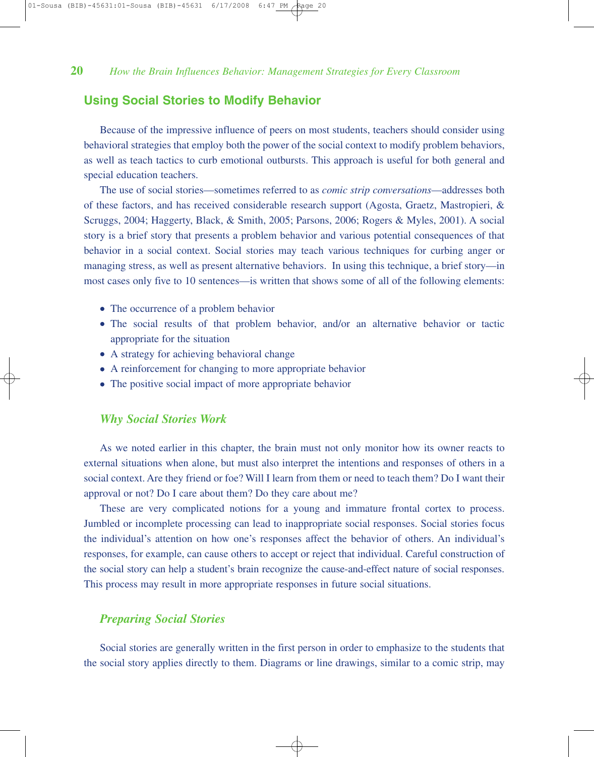## Using Social Stories to Modify Behavior

Because of the impressive influence of peers on most students, teachers should consider using behavioral strategies that employ both the power of the social context to modify problem behaviors, as well as teach tactics to curb emotional outbursts. This approach is useful for both general and special education teachers.

The use of social stories—sometimes referred to as *comic strip conversations*—addresses both of these factors, and has received considerable research support (Agosta, Graetz, Mastropieri, & Scruggs, 2004; Haggerty, Black, & Smith, 2005; Parsons, 2006; Rogers & Myles, 2001). A social story is a brief story that presents a problem behavior and various potential consequences of that behavior in a social context. Social stories may teach various techniques for curbing anger or managing stress, as well as present alternative behaviors. In using this technique, a brief story—in most cases only five to 10 sentences—is written that shows some of all of the following elements:

- The occurrence of a problem behavior
- The social results of that problem behavior, and/or an alternative behavior or tactic appropriate for the situation
- A strategy for achieving behavioral change
- A reinforcement for changing to more appropriate behavior
- The positive social impact of more appropriate behavior

### *Why Social Stories Work*

As we noted earlier in this chapter, the brain must not only monitor how its owner reacts to external situations when alone, but must also interpret the intentions and responses of others in a social context. Are they friend or foe? Will I learn from them or need to teach them? Do I want their approval or not? Do I care about them? Do they care about me?

These are very complicated notions for a young and immature frontal cortex to process. Jumbled or incomplete processing can lead to inappropriate social responses. Social stories focus the individual's attention on how one's responses affect the behavior of others. An individual's responses, for example, can cause others to accept or reject that individual. Careful construction of the social story can help a student's brain recognize the cause-and-effect nature of social responses. This process may result in more appropriate responses in future social situations.

### *Preparing Social Stories*

Social stories are generally written in the first person in order to emphasize to the students that the social story applies directly to them. Diagrams or line drawings, similar to a comic strip, may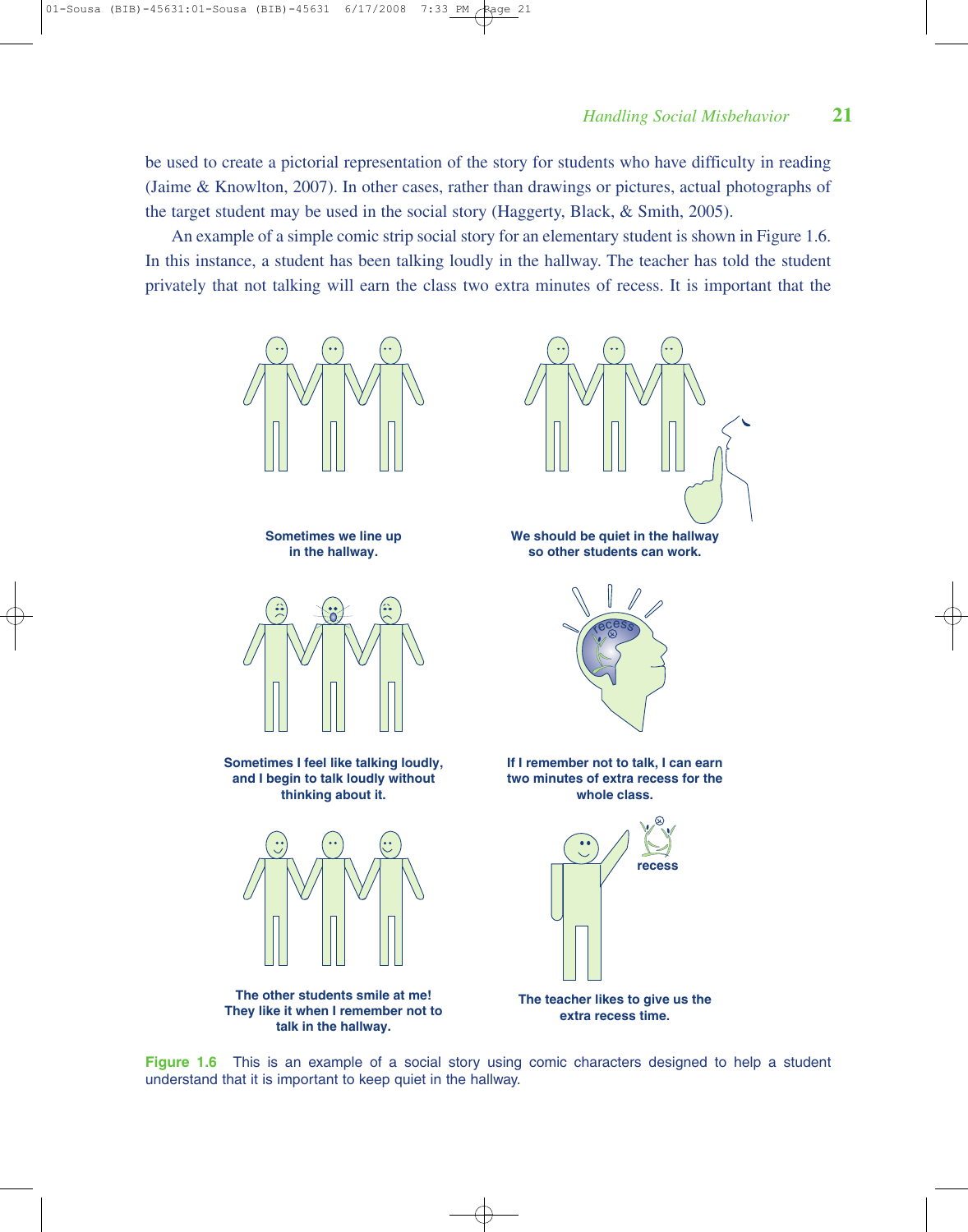be used to create a pictorial representation of the story for students who have difficulty in reading (Jaime & Knowlton, 2007). In other cases, rather than drawings or pictures, actual photographs of the target student may be used in the social story (Haggerty, Black, & Smith, 2005).

An example of a simple comic strip social story for an elementary student is shown in Figure 1.6. In this instance, a student has been talking loudly in the hallway. The teacher has told the student privately that not talking will earn the class two extra minutes of recess. It is important that the

**Sometimes we line up in the hallway.**

**We should be quiet in the hallway so other students can work.**

**Sometimes I feel like talking loudly, and I begin to talk loudly without thinking about it.**

**If I remember not to talk, I can earn two minutes of extra recess for the whole class.**

**The other students smile at me! They like it when I remember not to talk in the hallway.**

**The teacher likes to give us the extra recess time.**

**Figure 1.6** This is an example of a social story using comic characters designed to help a student understand that it is important to keep quiet in the hallway.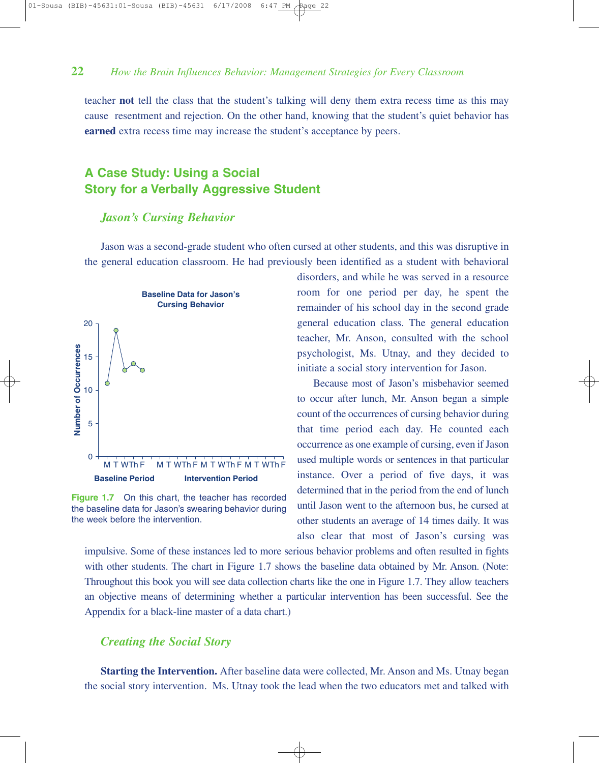teacher **not** tell the class that the student's talking will deny them extra recess time as this may cause resentment and rejection. On the other hand, knowing that the student's quiet behavior has **earned** extra recess time may increase the student's acceptance by peers.

## A Case Study: Using a Social Story for a Verbally Aggressive Student

### *Jason's Cursing Behavior*

Jason was a second-grade student who often cursed at other students, and this was disruptive in the general education classroom. He had previously been identified as a student with behavioral disorders, and while he was served in a resource room for one period per day, he spent the remainder of his school day in the second grade general education class. The general education teacher, Mr. Anson, consulted with the school psychologist, Ms. Utnay, and they decided to initiate a social story intervention for Jason.

Because most of Jason's misbehavior seemed to occur after lunch, Mr. Anson began a simple count of the occurrences of cursing behavior during that time period each day. He counted each occurrence as one example of cursing, even if Jason used multiple words or sentences in that particular instance. Over a period of five days, it was determined that in the period from the end of lunch until Jason went to the afternoon bus, he cursed at other students an average of 14 times daily. It was also clear that most of Jason's cursing was impulsive. Some of these instances led to more serious behavior problems and often resulted in fights with other students. The chart in Figure 1.7 shows the baseline data obtained by Mr. Anson. (Note: Throughout this book you will see data collection charts like the one in Figure 1.7. They allow teachers an objective means of determining whether a particular intervention has been successful. See the Appendix for a black-line master of a data chart.)

**Baseline Data for Jason's Cursing Behavior**

| | Baseline Period | | | | | Intervention Period | | | | | | | | | | | | | | |
|---|---|---|---|---|---|---|---|---|---|---|---|---|---|---|---|---|---|---|---|---|
| Day | M | T | W | Th | F | M | T | W | Th | F | M | T | W | Th | F | M | T | W | Th | F |
| Number of Occurrences | 11 | 19 | 13 | 14 | 13 | | | | | | | | | | | | | | | |

**Figure 1.7** On this chart, the teacher has recorded the baseline data for Jason's swearing behavior during the week before the intervention.

### *Creating the Social Story*

**Starting the Intervention.** After baseline data were collected, Mr. Anson and Ms. Utnay began the social story intervention. Ms. Utnay took the lead when the two educators met and talked with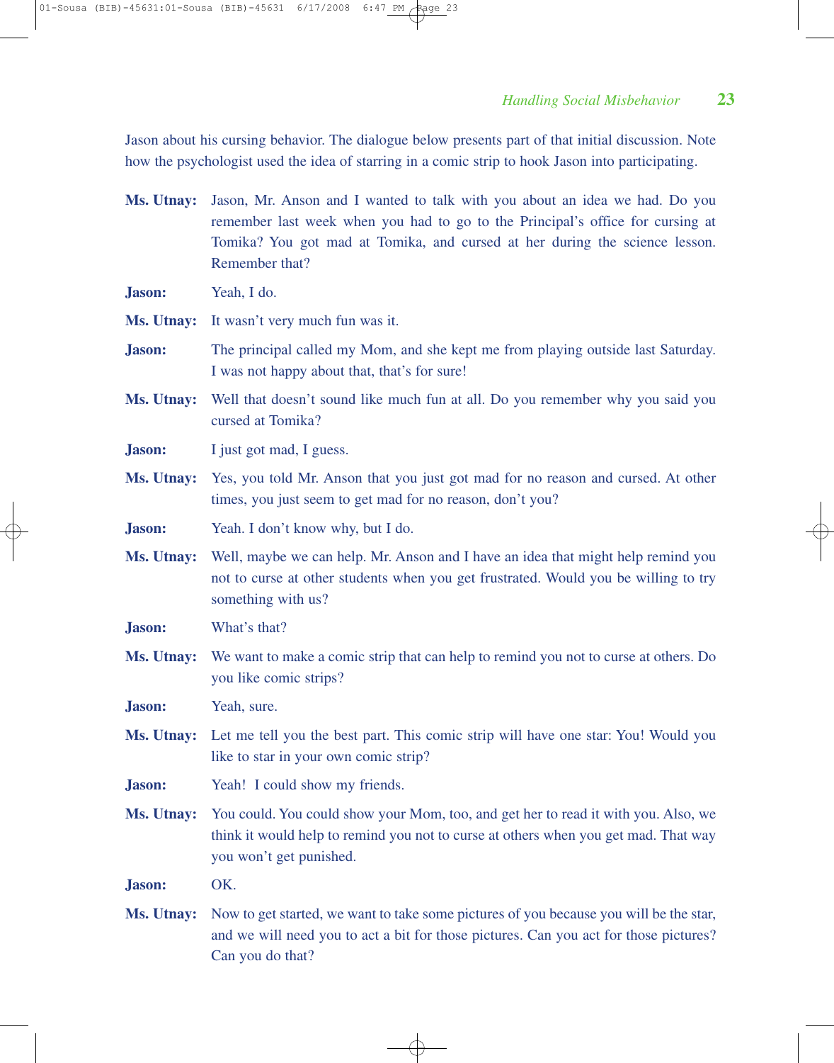Jason about his cursing behavior. The dialogue below presents part of that initial discussion. Note how the psychologist used the idea of starring in a comic strip to hook Jason into participating.

**Ms. Utnay:** Jason, Mr. Anson and I wanted to talk with you about an idea we had. Do you remember last week when you had to go to the Principal's office for cursing at Tomika? You got mad at Tomika, and cursed at her during the science lesson. Remember that?

**Jason:** Yeah, I do.

**Ms. Utnay:** It wasn't very much fun was it.

**Jason:** The principal called my Mom, and she kept me from playing outside last Saturday. I was not happy about that, that's for sure!

**Ms. Utnay:** Well that doesn't sound like much fun at all. Do you remember why you said you cursed at Tomika?

**Jason:** I just got mad, I guess.

**Ms. Utnay:** Yes, you told Mr. Anson that you just got mad for no reason and cursed. At other times, you just seem to get mad for no reason, don't you?

**Jason:** Yeah. I don't know why, but I do.

**Ms. Utnay:** Well, maybe we can help. Mr. Anson and I have an idea that might help remind you not to curse at other students when you get frustrated. Would you be willing to try something with us?

**Jason:** What's that?

**Ms. Utnay:** We want to make a comic strip that can help to remind you not to curse at others. Do you like comic strips?

**Jason:** Yeah, sure.

**Ms. Utnay:** Let me tell you the best part. This comic strip will have one star: You! Would you like to star in your own comic strip?

**Jason:** Yeah! I could show my friends.

**Ms. Utnay:** You could. You could show your Mom, too, and get her to read it with you. Also, we think it would help to remind you not to curse at others when you get mad. That way you won't get punished.

**Jason:** OK.

**Ms. Utnay:** Now to get started, we want to take some pictures of you because you will be the star, and we will need you to act a bit for those pictures. Can you act for those pictures? Can you do that?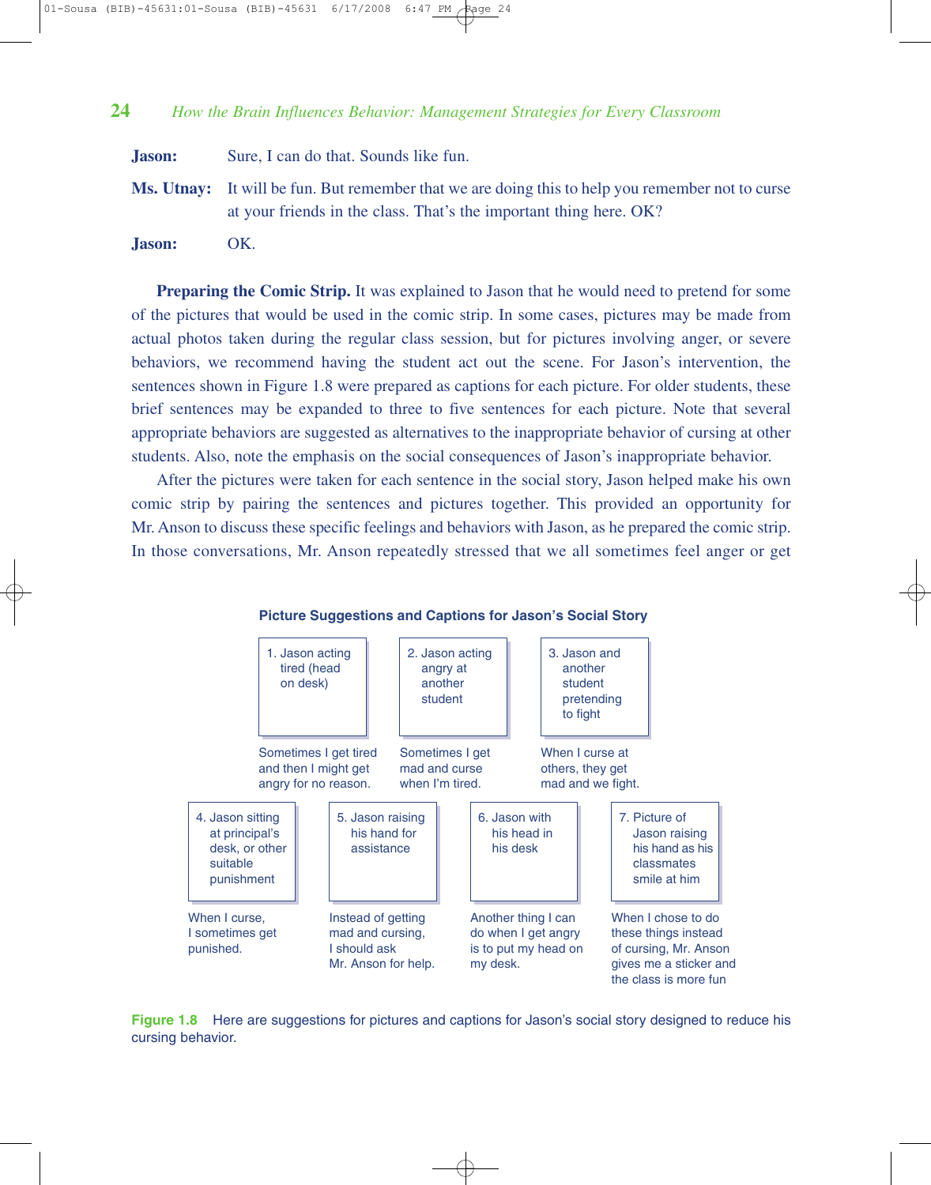**Jason:** Sure, I can do that. Sounds like fun.

**Ms. Utnay:** It will be fun. But remember that we are doing this to help you remember not to curse at your friends in the class. That's the important thing here. OK?

**Jason:** OK.

**Preparing the Comic Strip.** It was explained to Jason that he would need to pretend for some of the pictures that would be used in the comic strip. In some cases, pictures may be made from actual photos taken during the regular class session, but for pictures involving anger, or severe behaviors, we recommend having the student act out the scene. For Jason's intervention, the sentences shown in Figure 1.8 were prepared as captions for each picture. For older students, these brief sentences may be expanded to three to five sentences for each picture. Note that several appropriate behaviors are suggested as alternatives to the inappropriate behavior of cursing at other students. Also, note the emphasis on the social consequences of Jason's inappropriate behavior.

After the pictures were taken for each sentence in the social story, Jason helped make his own comic strip by pairing the sentences and pictures together. This provided an opportunity for Mr. Anson to discuss these specific feelings and behaviors with Jason, as he prepared the comic strip. In those conversations, Mr. Anson repeatedly stressed that we all sometimes feel anger or get

**Picture Suggestions and Captions for Jason's Social Story**

| Picture | Caption |
|---|---|
| 1. Jason acting tired (head on desk) | Sometimes I get tired and then I might get angry for no reason. |
| 2. Jason acting angry at another student | Sometimes I get mad and curse when I'm tired. |
| 3. Jason and another student pretending to fight | When I curse at others, they get mad and we fight. |
| 4. Jason sitting at principal's desk, or other suitable punishment | When I curse, I sometimes get punished. |
| 5. Jason raising his hand for assistance | Instead of getting mad and cursing, I should ask Mr. Anson for help. |
| 6. Jason with his head in his desk | Another thing I can do when I get angry is to put my head on my desk. |
| 7. Picture of Jason raising his hand as his classmates smile at him | When I chose to do these things instead of cursing, Mr. Anson gives me a sticker and the class is more fun |

**Figure 1.8** Here are suggestions for pictures and captions for Jason's social story designed to reduce his cursing behavior.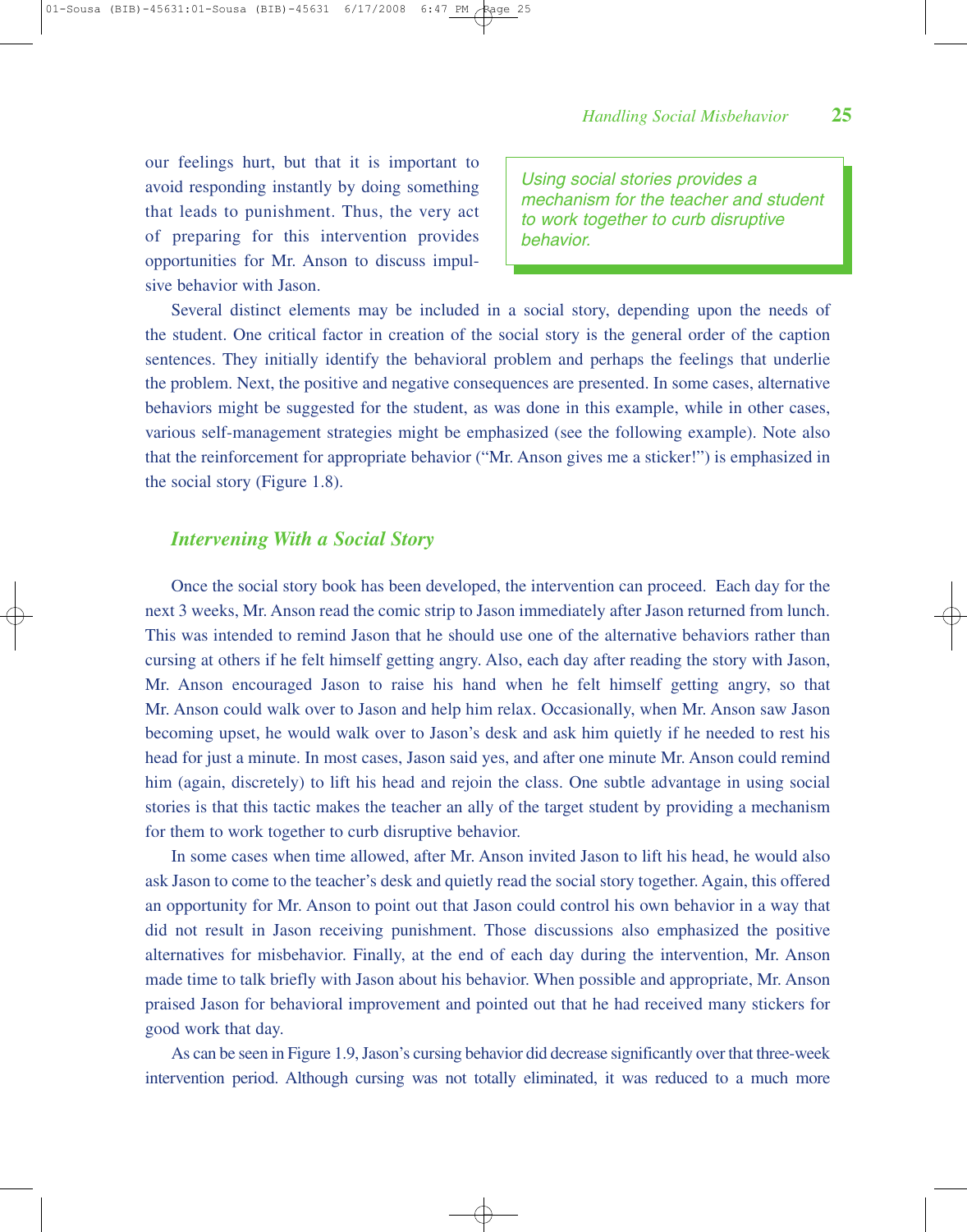our feelings hurt, but that it is important to avoid responding instantly by doing something that leads to punishment. Thus, the very act of preparing for this intervention provides opportunities for Mr. Anson to discuss impulsive behavior with Jason.

> *Using social stories provides a mechanism for the teacher and student to work together to curb disruptive behavior.*

Several distinct elements may be included in a social story, depending upon the needs of the student. One critical factor in creation of the social story is the general order of the caption sentences. They initially identify the behavioral problem and perhaps the feelings that underlie the problem. Next, the positive and negative consequences are presented. In some cases, alternative behaviors might be suggested for the student, as was done in this example, while in other cases, various self-management strategies might be emphasized (see the following example). Note also that the reinforcement for appropriate behavior ("Mr. Anson gives me a sticker!") is emphasized in the social story (Figure 1.8).

### *Intervening With a Social Story*

Once the social story book has been developed, the intervention can proceed. Each day for the next 3 weeks, Mr. Anson read the comic strip to Jason immediately after Jason returned from lunch. This was intended to remind Jason that he should use one of the alternative behaviors rather than cursing at others if he felt himself getting angry. Also, each day after reading the story with Jason, Mr. Anson encouraged Jason to raise his hand when he felt himself getting angry, so that Mr. Anson could walk over to Jason and help him relax. Occasionally, when Mr. Anson saw Jason becoming upset, he would walk over to Jason's desk and ask him quietly if he needed to rest his head for just a minute. In most cases, Jason said yes, and after one minute Mr. Anson could remind him (again, discretely) to lift his head and rejoin the class. One subtle advantage in using social stories is that this tactic makes the teacher an ally of the target student by providing a mechanism for them to work together to curb disruptive behavior.

In some cases when time allowed, after Mr. Anson invited Jason to lift his head, he would also ask Jason to come to the teacher's desk and quietly read the social story together. Again, this offered an opportunity for Mr. Anson to point out that Jason could control his own behavior in a way that did not result in Jason receiving punishment. Those discussions also emphasized the positive alternatives for misbehavior. Finally, at the end of each day during the intervention, Mr. Anson made time to talk briefly with Jason about his behavior. When possible and appropriate, Mr. Anson praised Jason for behavioral improvement and pointed out that he had received many stickers for good work that day.

As can be seen in Figure 1.9, Jason's cursing behavior did decrease significantly over that three-week intervention period. Although cursing was not totally eliminated, it was reduced to a much more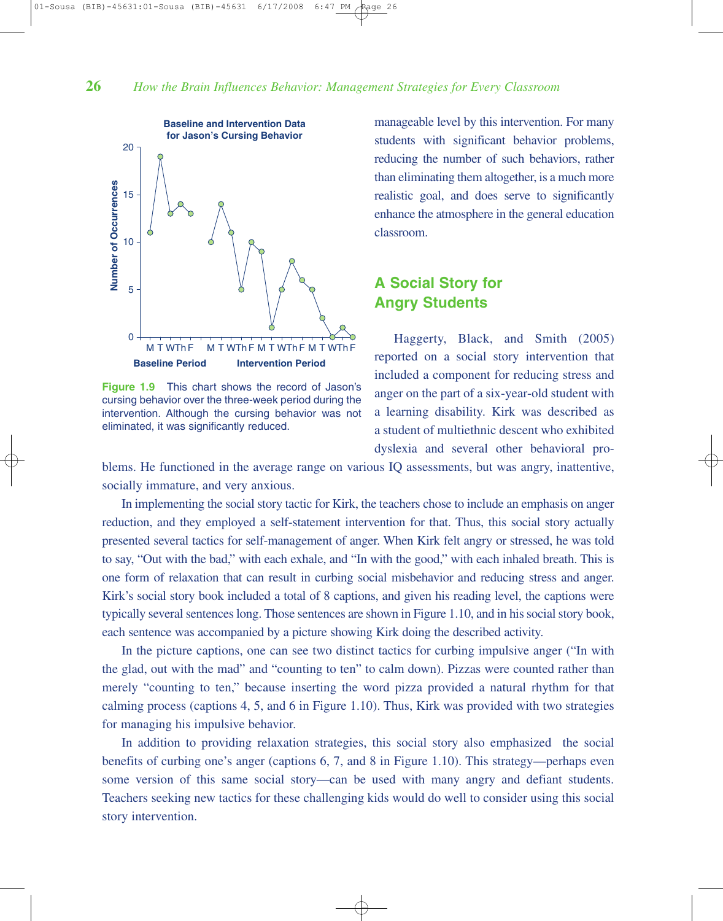**Baseline and Intervention Data for Jason's Cursing Behavior**

**Figure 1.9** This chart shows the record of Jason's cursing behavior over the three-week period during the intervention. Although the cursing behavior was not eliminated, it was significantly reduced.

manageable level by this intervention. For many students with significant behavior problems, reducing the number of such behaviors, rather than eliminating them altogether, is a much more realistic goal, and does serve to significantly enhance the atmosphere in the general education classroom.

## A Social Story for Angry Students

Haggerty, Black, and Smith (2005) reported on a social story intervention that included a component for reducing stress and anger on the part of a six-year-old student with a learning disability. Kirk was described as a student of multiethnic descent who exhibited dyslexia and several other behavioral problems. He functioned in the average range on various IQ assessments, but was angry, inattentive, socially immature, and very anxious.

In implementing the social story tactic for Kirk, the teachers chose to include an emphasis on anger reduction, and they employed a self-statement intervention for that. Thus, this social story actually presented several tactics for self-management of anger. When Kirk felt angry or stressed, he was told to say, "Out with the bad," with each exhale, and "In with the good," with each inhaled breath. This is one form of relaxation that can result in curbing social misbehavior and reducing stress and anger. Kirk's social story book included a total of 8 captions, and given his reading level, the captions were typically several sentences long. Those sentences are shown in Figure 1.10, and in his social story book, each sentence was accompanied by a picture showing Kirk doing the described activity.

In the picture captions, one can see two distinct tactics for curbing impulsive anger ("In with the glad, out with the mad" and "counting to ten" to calm down). Pizzas were counted rather than merely "counting to ten," because inserting the word pizza provided a natural rhythm for that calming process (captions 4, 5, and 6 in Figure 1.10). Thus, Kirk was provided with two strategies for managing his impulsive behavior.

In addition to providing relaxation strategies, this social story also emphasized the social benefits of curbing one's anger (captions 6, 7, and 8 in Figure 1.10). This strategy—perhaps even some version of this same social story—can be used with many angry and defiant students. Teachers seeking new tactics for these challenging kids would do well to consider using this social story intervention.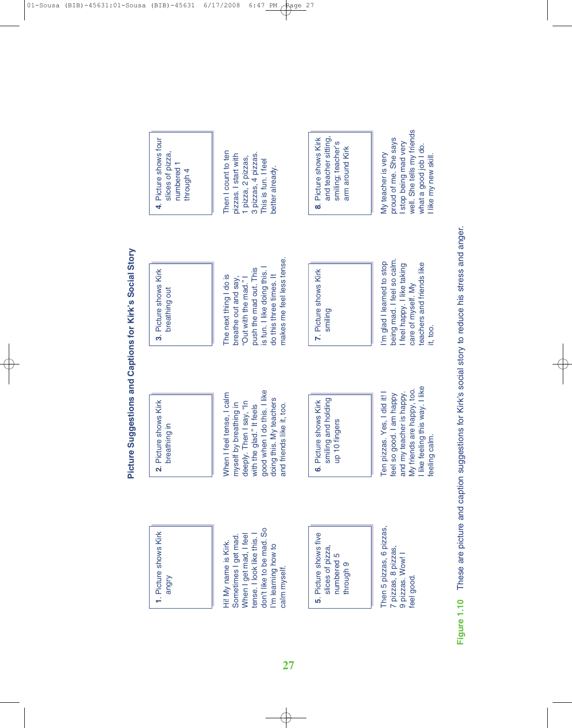## Picture Suggestions and Captions for Kirk's Social Story

**1.** Picture shows Kirk angry

Hi! My name is Kirk. Sometimes I get mad. When I get mad, I feel tense. I look like this. I don't like to be mad. So I'm learning how to calm myself.

**2.** Picture shows Kirk breathing in

When I feel tense, I calm myself by breathing in deeply. Then I say, "In with the glad." It feels good when I do this. I like doing this. My teachers and friends like it, too.

**3.** Picture shows Kirk breathing out

The next thing I do is breathe out and say, "Out with the mad." I push the mad out. This is fun. I like doing this. I do this three times. It makes me feel less tense.

**4.** Picture shows four slices of pizza, numbered 1 through 4

Then I count to ten pizzas. I start with 1 pizza, 2 pizzas, 3 pizzas, 4 pizzas. This is fun. I feel better already.

**5.** Picture shows five slices of pizza, numbered 5 through 9

Then 5 pizzas, 6 pizzas, 7 pizzas, 8 pizzas, 9 pizzas. Wow! I feel good.

**6.** Picture shows Kirk smiling and holding up 10 fingers

Ten pizzas. Yes, I did it! I feel so good. I am happy and my teacher is happy. My friends are happy, too. I like feeling this way. I like feeling calm.

**7.** Picture shows Kirk smiling

I'm glad I learned to stop being mad. I feel so calm. I feel happy. I like taking care of myself. My teachers and friends like it, too.

**8.** Picture shows Kirk and teacher sitting, smiling; teacher's arm around Kirk

My teacher is very proud of me. She says I stop being mad very well. She tells my friends what a good job I do. I like my new skill.

**Figure 1.10** These are picture and caption suggestions for Kirk's social story to reduce his stress and anger.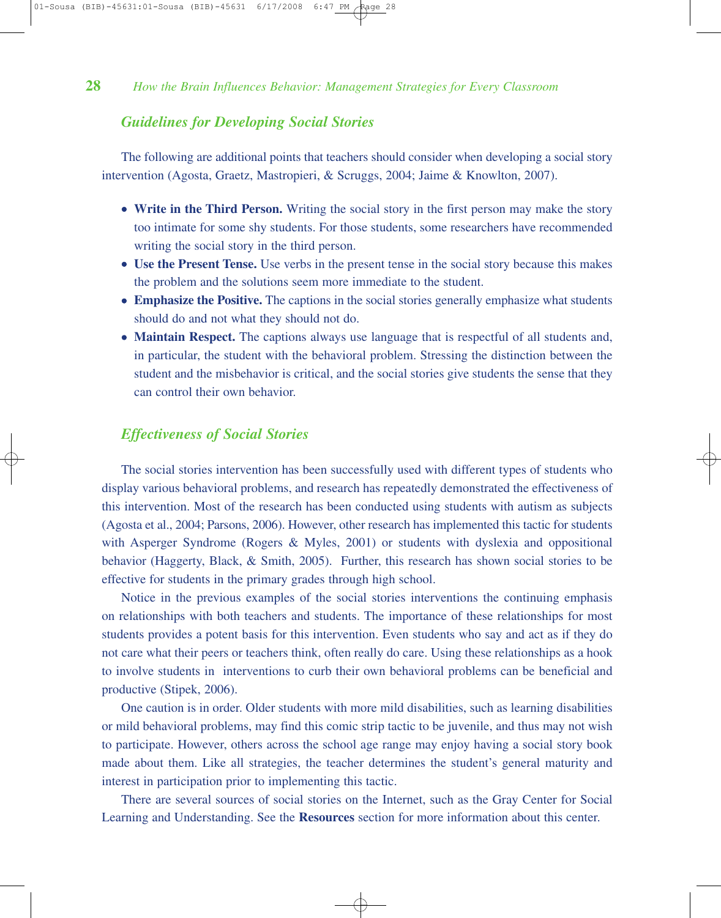## *Guidelines for Developing Social Stories*

The following are additional points that teachers should consider when developing a social story intervention (Agosta, Graetz, Mastropieri, & Scruggs, 2004; Jaime & Knowlton, 2007).

- **Write in the Third Person.** Writing the social story in the first person may make the story too intimate for some shy students. For those students, some researchers have recommended writing the social story in the third person.
- **Use the Present Tense.** Use verbs in the present tense in the social story because this makes the problem and the solutions seem more immediate to the student.
- **Emphasize the Positive.** The captions in the social stories generally emphasize what students should do and not what they should not do.
- **Maintain Respect.** The captions always use language that is respectful of all students and, in particular, the student with the behavioral problem. Stressing the distinction between the student and the misbehavior is critical, and the social stories give students the sense that they can control their own behavior.

## *Effectiveness of Social Stories*

The social stories intervention has been successfully used with different types of students who display various behavioral problems, and research has repeatedly demonstrated the effectiveness of this intervention. Most of the research has been conducted using students with autism as subjects (Agosta et al., 2004; Parsons, 2006). However, other research has implemented this tactic for students with Asperger Syndrome (Rogers & Myles, 2001) or students with dyslexia and oppositional behavior (Haggerty, Black, & Smith, 2005). Further, this research has shown social stories to be effective for students in the primary grades through high school.

Notice in the previous examples of the social stories interventions the continuing emphasis on relationships with both teachers and students. The importance of these relationships for most students provides a potent basis for this intervention. Even students who say and act as if they do not care what their peers or teachers think, often really do care. Using these relationships as a hook to involve students in interventions to curb their own behavioral problems can be beneficial and productive (Stipek, 2006).

One caution is in order. Older students with more mild disabilities, such as learning disabilities or mild behavioral problems, may find this comic strip tactic to be juvenile, and thus may not wish to participate. However, others across the school age range may enjoy having a social story book made about them. Like all strategies, the teacher determines the student's general maturity and interest in participation prior to implementing this tactic.

There are several sources of social stories on the Internet, such as the Gray Center for Social Learning and Understanding. See the **Resources** section for more information about this center.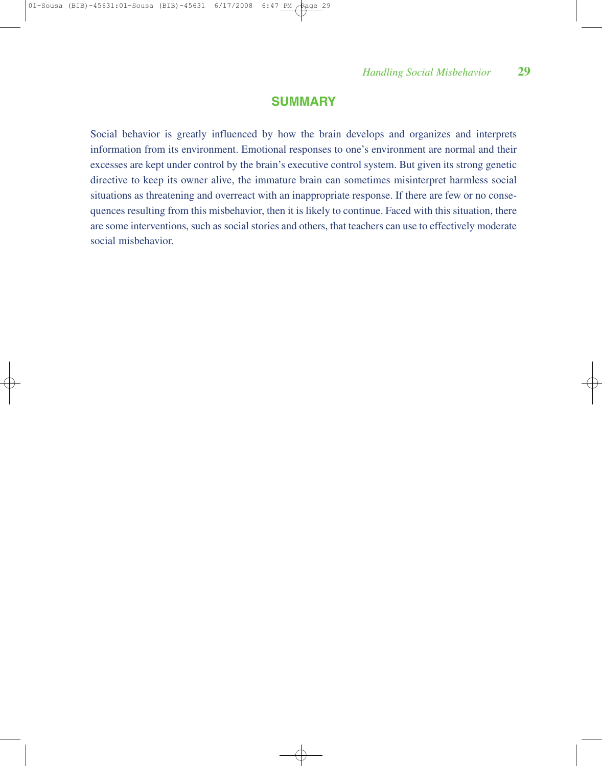## SUMMARY

Social behavior is greatly influenced by how the brain develops and organizes and interprets information from its environment. Emotional responses to one's environment are normal and their excesses are kept under control by the brain's executive control system. But given its strong genetic directive to keep its owner alive, the immature brain can sometimes misinterpret harmless social situations as threatening and overreact with an inappropriate response. If there are few or no consequences resulting from this misbehavior, then it is likely to continue. Faced with this situation, there are some interventions, such as social stories and others, that teachers can use to effectively moderate social misbehavior.